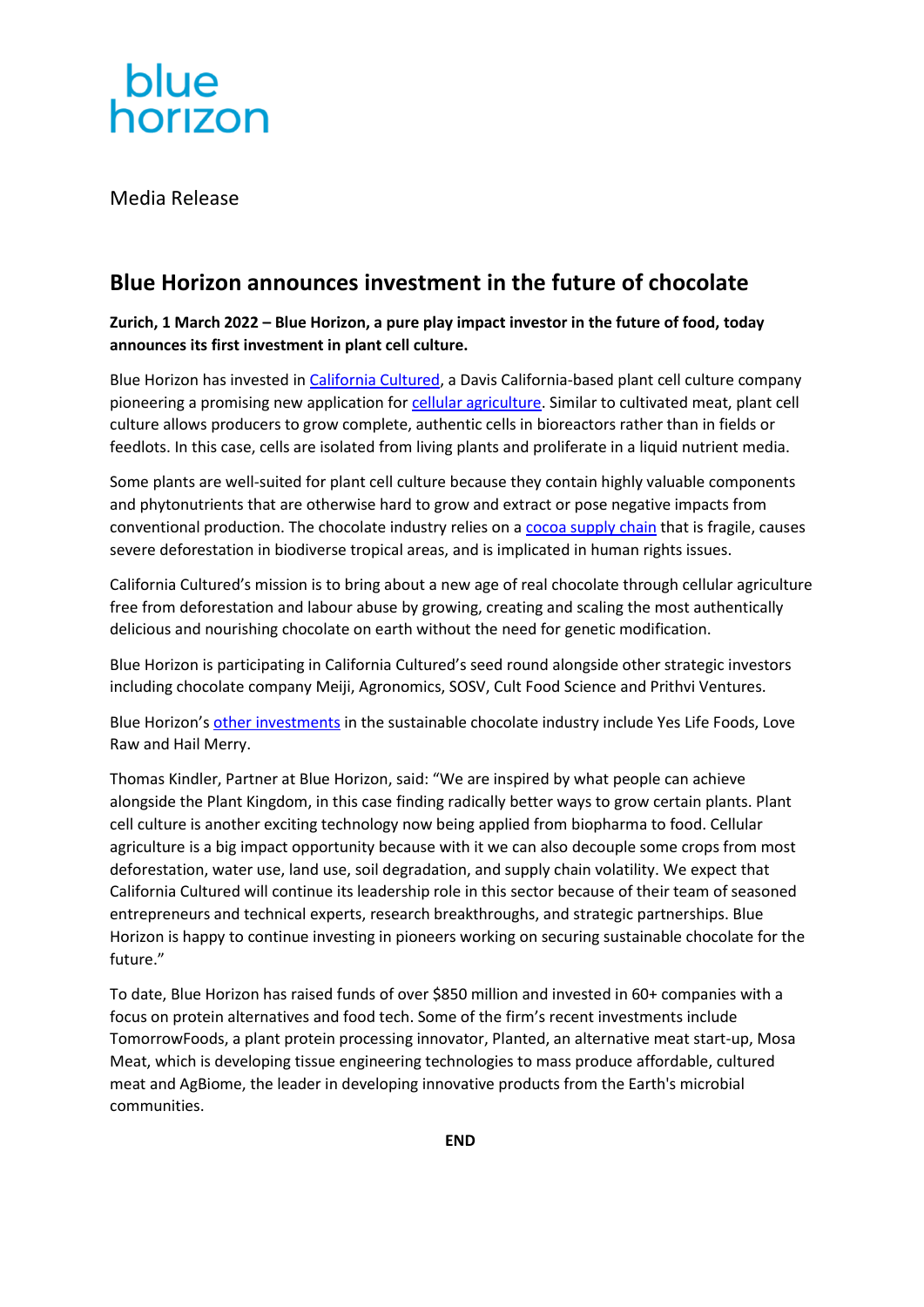blue horizon

Media Release

# Blue Horizon announces investment in the future of chocolate

**Zurich, 1 March 2022 – Blue Horizon, a pure play impact investor in the future of food, today announces its first investment in plant cell culture.**

Blue Horizon has invested in California Cultured, a Davis California-based plant cell culture company pioneering a promising new application for cellular agriculture. Similar to cultivated meat, plant cell culture allows producers to grow complete, authentic cells in bioreactors rather than in fields or feedlots. In this case, cells are isolated from living plants and proliferate in a liquid nutrient media.

Some plants are well-suited for plant cell culture because they contain highly valuable components and phytonutrients that are otherwise hard to grow and extract or pose negative impacts from conventional production. The chocolate industry relies on a cocoa supply chain that is fragile, causes severe deforestation in biodiverse tropical areas, and is implicated in human rights issues.

California Cultured's mission is to bring about a new age of real chocolate through cellular agriculture free from deforestation and labour abuse by growing, creating and scaling the most authentically delicious and nourishing chocolate on earth without the need for genetic modification.

Blue Horizon is participating in California Cultured's seed round alongside other strategic investors including chocolate company Meiji, Agronomics, SOSV, Cult Food Science and Prithvi Ventures.

Blue Horizon's other investments in the sustainable chocolate industry include Yes Life Foods, Love Raw and Hail Merry.

Thomas Kindler, Partner at Blue Horizon, said: "We are inspired by what people can achieve alongside the Plant Kingdom, in this case finding radically better ways to grow certain plants. Plant cell culture is another exciting technology now being applied from biopharma to food. Cellular agriculture is a big impact opportunity because with it we can also decouple some crops from most deforestation, water use, land use, soil degradation, and supply chain volatility. We expect that California Cultured will continue its leadership role in this sector because of their team of seasoned entrepreneurs and technical experts, research breakthroughs, and strategic partnerships. Blue Horizon is happy to continue investing in pioneers working on securing sustainable chocolate for the future."

To date, Blue Horizon has raised funds of over $850 million and invested in 60+ companies with a focus on protein alternatives and food tech. Some of the firm's recent investments include TomorrowFoods, a plant protein processing innovator, Planted, an alternative meat start-up, Mosa Meat, which is developing tissue engineering technologies to mass produce affordable, cultured meat and AgBiome, the leader in developing innovative products from the Earth's microbial communities.

**END**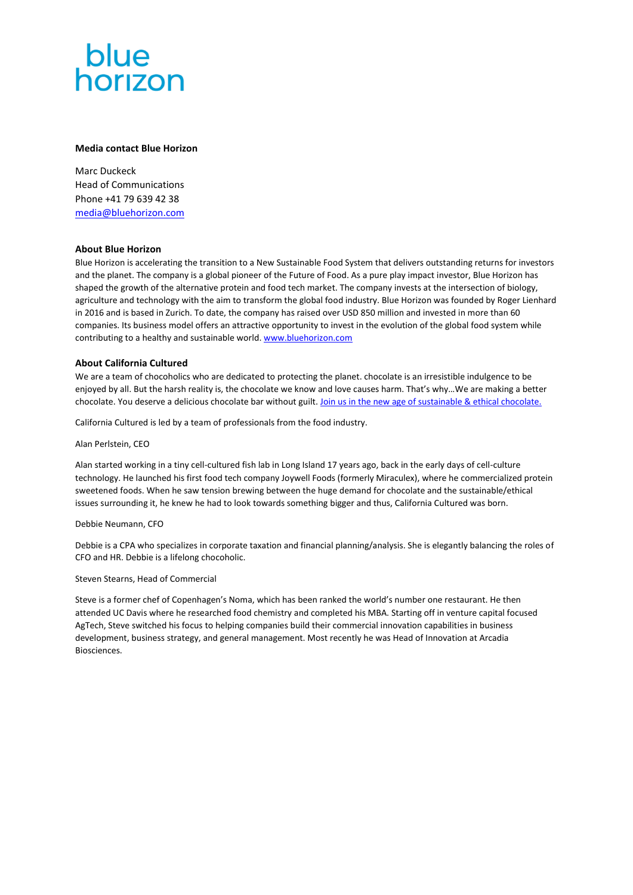blue
horizon

**Media contact Blue Horizon**

Marc Duckeck
Head of Communications
Phone +41 79 639 42 38
media@bluehorizon.com

**About Blue Horizon**

Blue Horizon is accelerating the transition to a New Sustainable Food System that delivers outstanding returns for investors and the planet. The company is a global pioneer of the Future of Food. As a pure play impact investor, Blue Horizon has shaped the growth of the alternative protein and food tech market. The company invests at the intersection of biology, agriculture and technology with the aim to transform the global food industry. Blue Horizon was founded by Roger Lienhard in 2016 and is based in Zurich. To date, the company has raised over USD 850 million and invested in more than 60 companies. Its business model offers an attractive opportunity to invest in the evolution of the global food system while contributing to a healthy and sustainable world. www.bluehorizon.com

**About California Cultured**

We are a team of chocoholics who are dedicated to protecting the planet. chocolate is an irresistible indulgence to be enjoyed by all. But the harsh reality is, the chocolate we know and love causes harm. That's why...We are making a better chocolate. You deserve a delicious chocolate bar without guilt. Join us in the new age of sustainable & ethical chocolate.

California Cultured is led by a team of professionals from the food industry.

Alan Perlstein, CEO

Alan started working in a tiny cell-cultured fish lab in Long Island 17 years ago, back in the early days of cell-culture technology. He launched his first food tech company Joywell Foods (formerly Miraculex), where he commercialized protein sweetened foods. When he saw tension brewing between the huge demand for chocolate and the sustainable/ethical issues surrounding it, he knew he had to look towards something bigger and thus, California Cultured was born.

Debbie Neumann, CFO

Debbie is a CPA who specializes in corporate taxation and financial planning/analysis. She is elegantly balancing the roles of CFO and HR. Debbie is a lifelong chocoholic.

Steven Stearns, Head of Commercial

Steve is a former chef of Copenhagen's Noma, which has been ranked the world's number one restaurant. He then attended UC Davis where he researched food chemistry and completed his MBA. Starting off in venture capital focused AgTech, Steve switched his focus to helping companies build their commercial innovation capabilities in business development, business strategy, and general management. Most recently he was Head of Innovation at Arcadia Biosciences.